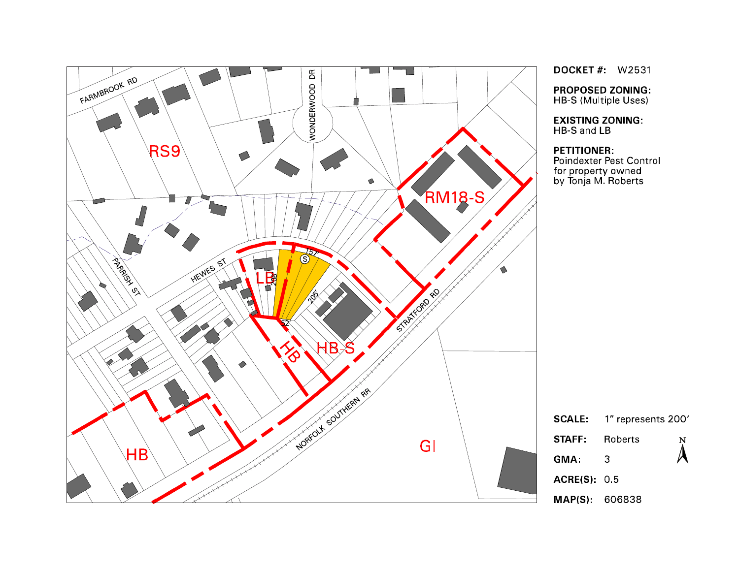**DOCKET #:** W2531

**PROPOSED ZONING:**
HB-S (Multiple Uses)

**EXISTING ZONING:**
HB-S and LB

**PETITIONER:**
Poindexter Pest Control
for property owned
by Tonja M. Roberts

**SCALE:** 1" represents 200'

**STAFF:** Roberts

**GMA:** 3

**ACRE(S):** 0.5

**MAP(S):** 606838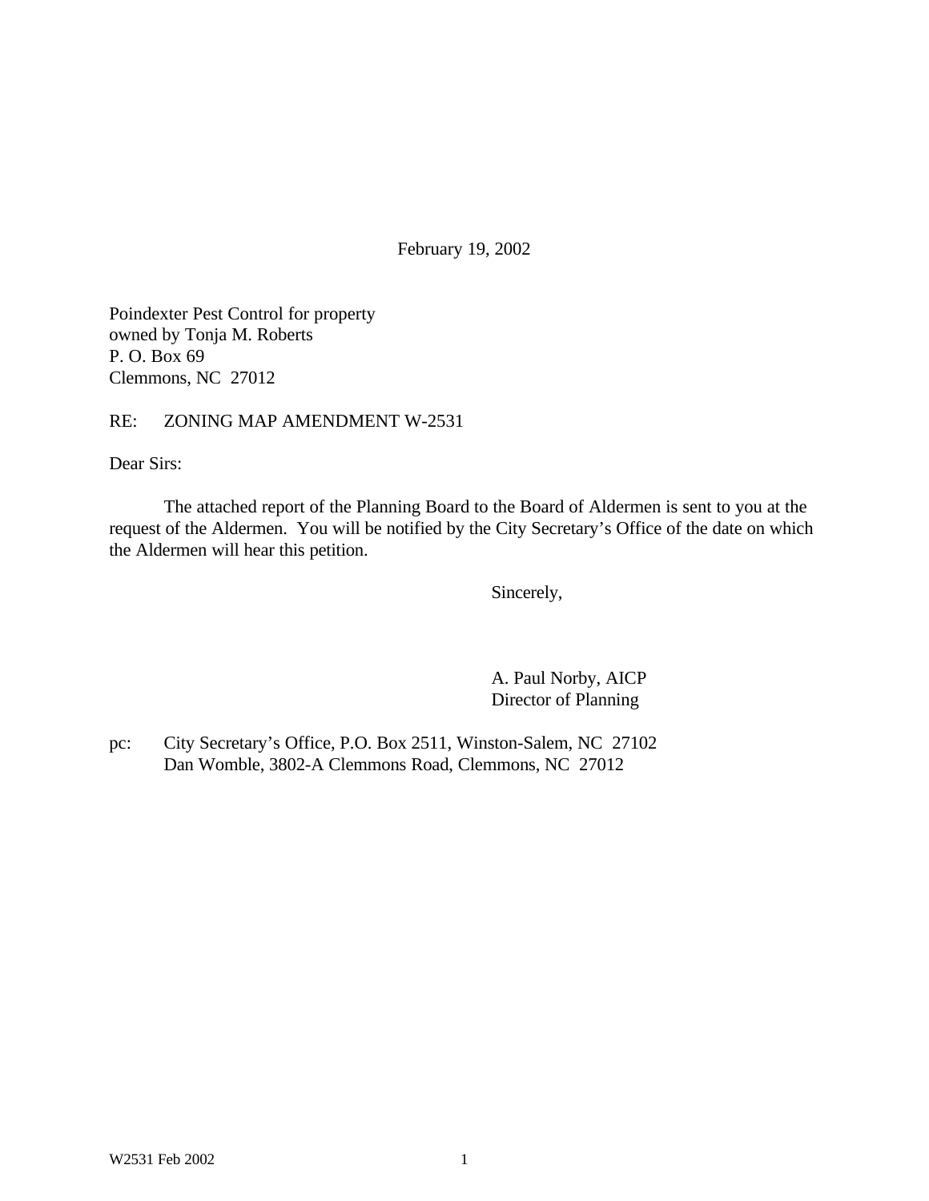February 19, 2002

Poindexter Pest Control for property
owned by Tonja M. Roberts
P. O. Box 69
Clemmons, NC  27012

RE: ZONING MAP AMENDMENT W-2531

Dear Sirs:

The attached report of the Planning Board to the Board of Aldermen is sent to you at the request of the Aldermen. You will be notified by the City Secretary's Office of the date on which the Aldermen will hear this petition.

Sincerely,

A. Paul Norby, AICP
Director of Planning

pc: City Secretary's Office, P.O. Box 2511, Winston-Salem, NC  27102
Dan Womble, 3802-A Clemmons Road, Clemmons, NC  27012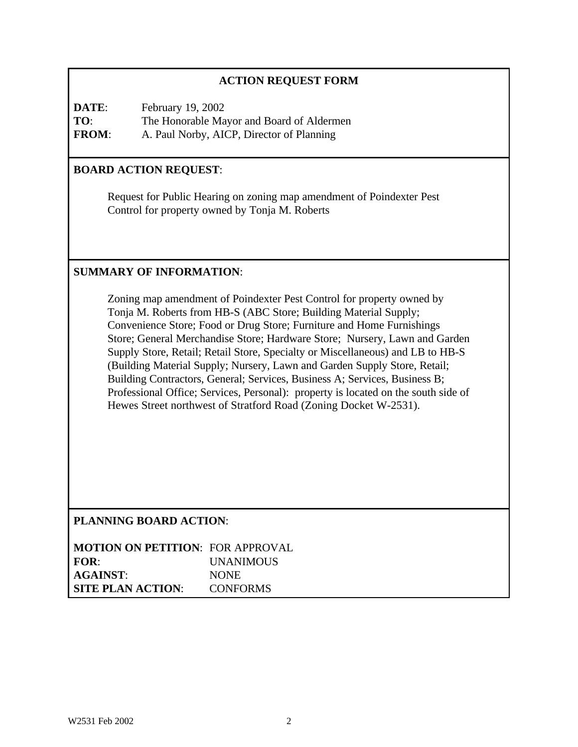# ACTION REQUEST FORM

**DATE**: February 19, 2002
**TO**: The Honorable Mayor and Board of Aldermen
**FROM**: A. Paul Norby, AICP, Director of Planning

## BOARD ACTION REQUEST:

Request for Public Hearing on zoning map amendment of Poindexter Pest Control for property owned by Tonja M. Roberts

## SUMMARY OF INFORMATION:

Zoning map amendment of Poindexter Pest Control for property owned by Tonja M. Roberts from HB-S (ABC Store; Building Material Supply; Convenience Store; Food or Drug Store; Furniture and Home Furnishings Store; General Merchandise Store; Hardware Store; Nursery, Lawn and Garden Supply Store, Retail; Retail Store, Specialty or Miscellaneous) and LB to HB-S (Building Material Supply; Nursery, Lawn and Garden Supply Store, Retail; Building Contractors, General; Services, Business A; Services, Business B; Professional Office; Services, Personal): property is located on the south side of Hewes Street northwest of Stratford Road (Zoning Docket W-2531).

## PLANNING BOARD ACTION:

**MOTION ON PETITION**: FOR APPROVAL
**FOR**: UNANIMOUS
**AGAINST**: NONE
**SITE PLAN ACTION**: CONFORMS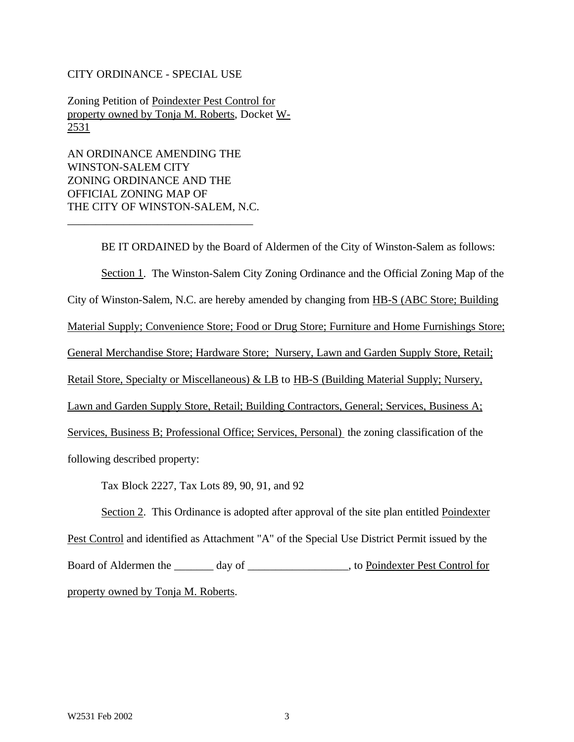CITY ORDINANCE - SPECIAL USE

Zoning Petition of Poindexter Pest Control for property owned by Tonja M. Roberts, Docket W-2531

AN ORDINANCE AMENDING THE WINSTON-SALEM CITY ZONING ORDINANCE AND THE OFFICIAL ZONING MAP OF THE CITY OF WINSTON-SALEM, N.C.

---

BE IT ORDAINED by the Board of Aldermen of the City of Winston-Salem as follows:

Section 1. The Winston-Salem City Zoning Ordinance and the Official Zoning Map of the City of Winston-Salem, N.C. are hereby amended by changing from HB-S (ABC Store; Building Material Supply; Convenience Store; Food or Drug Store; Furniture and Home Furnishings Store; General Merchandise Store; Hardware Store; Nursery, Lawn and Garden Supply Store, Retail; Retail Store, Specialty or Miscellaneous) & LB to HB-S (Building Material Supply; Nursery, Lawn and Garden Supply Store, Retail; Building Contractors, General; Services, Business A; Services, Business B; Professional Office; Services, Personal) the zoning classification of the following described property:

Tax Block 2227, Tax Lots 89, 90, 91, and 92

Section 2. This Ordinance is adopted after approval of the site plan entitled Poindexter Pest Control and identified as Attachment "A" of the Special Use District Permit issued by the Board of Aldermen the _______ day of __________________, to Poindexter Pest Control for property owned by Tonja M. Roberts.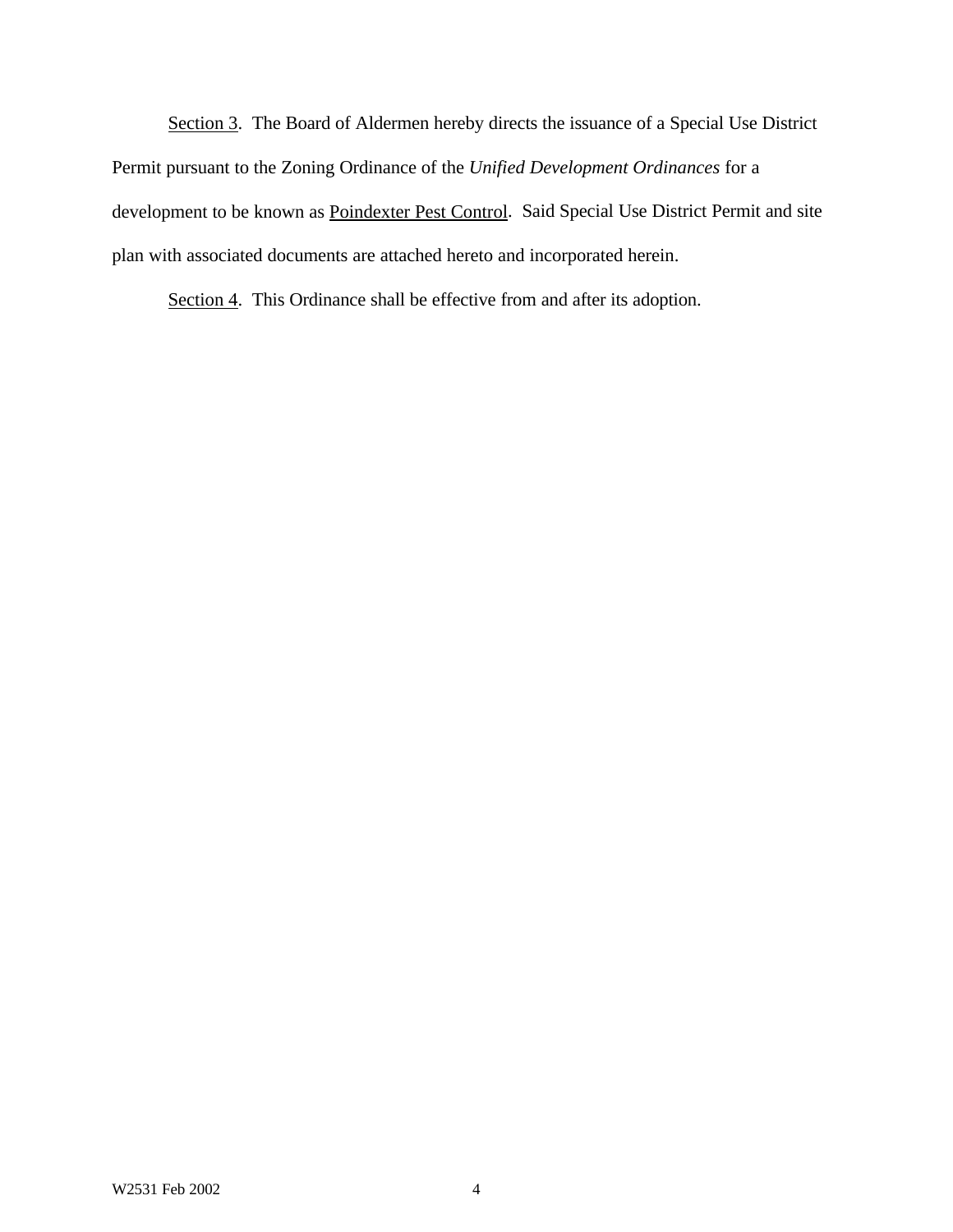<u>Section 3</u>. The Board of Aldermen hereby directs the issuance of a Special Use District Permit pursuant to the Zoning Ordinance of the *Unified Development Ordinances* for a development to be known as <u>Poindexter Pest Control</u>. Said Special Use District Permit and site plan with associated documents are attached hereto and incorporated herein.

<u>Section 4</u>. This Ordinance shall be effective from and after its adoption.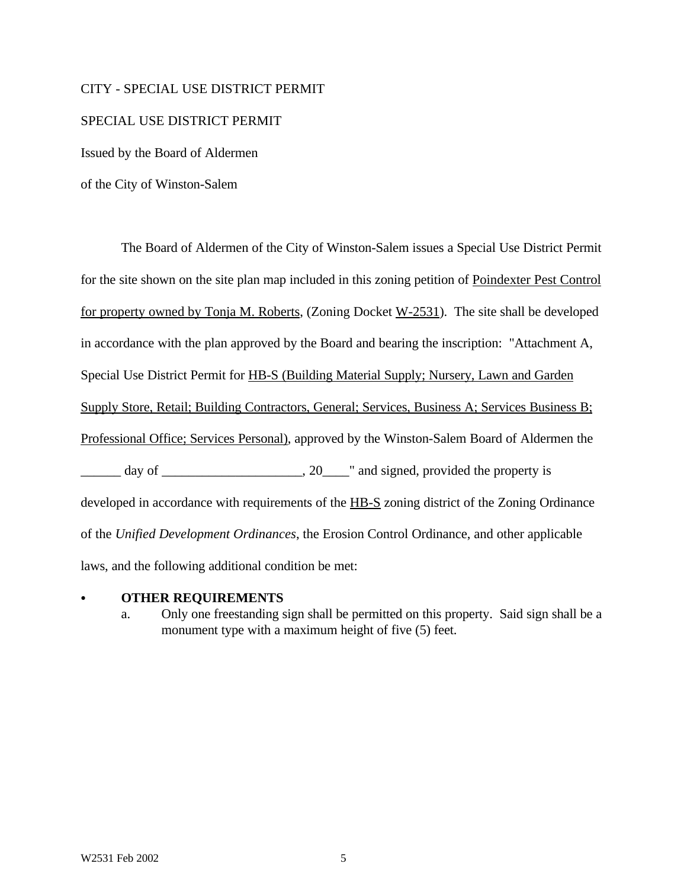CITY - SPECIAL USE DISTRICT PERMIT

SPECIAL USE DISTRICT PERMIT

Issued by the Board of Aldermen

of the City of Winston-Salem

The Board of Aldermen of the City of Winston-Salem issues a Special Use District Permit for the site shown on the site plan map included in this zoning petition of Poindexter Pest Control for property owned by Tonja M. Roberts, (Zoning Docket W-2531). The site shall be developed in accordance with the plan approved by the Board and bearing the inscription: "Attachment A, Special Use District Permit for HB-S (Building Material Supply; Nursery, Lawn and Garden Supply Store, Retail; Building Contractors, General; Services, Business A; Services Business B; Professional Office; Services Personal), approved by the Winston-Salem Board of Aldermen the ______ day of _____________________, 20____" and signed, provided the property is developed in accordance with requirements of the HB-S zoning district of the Zoning Ordinance of the *Unified Development Ordinances*, the Erosion Control Ordinance, and other applicable laws, and the following additional condition be met:

- **OTHER REQUIREMENTS**
  a. Only one freestanding sign shall be permitted on this property. Said sign shall be a monument type with a maximum height of five (5) feet.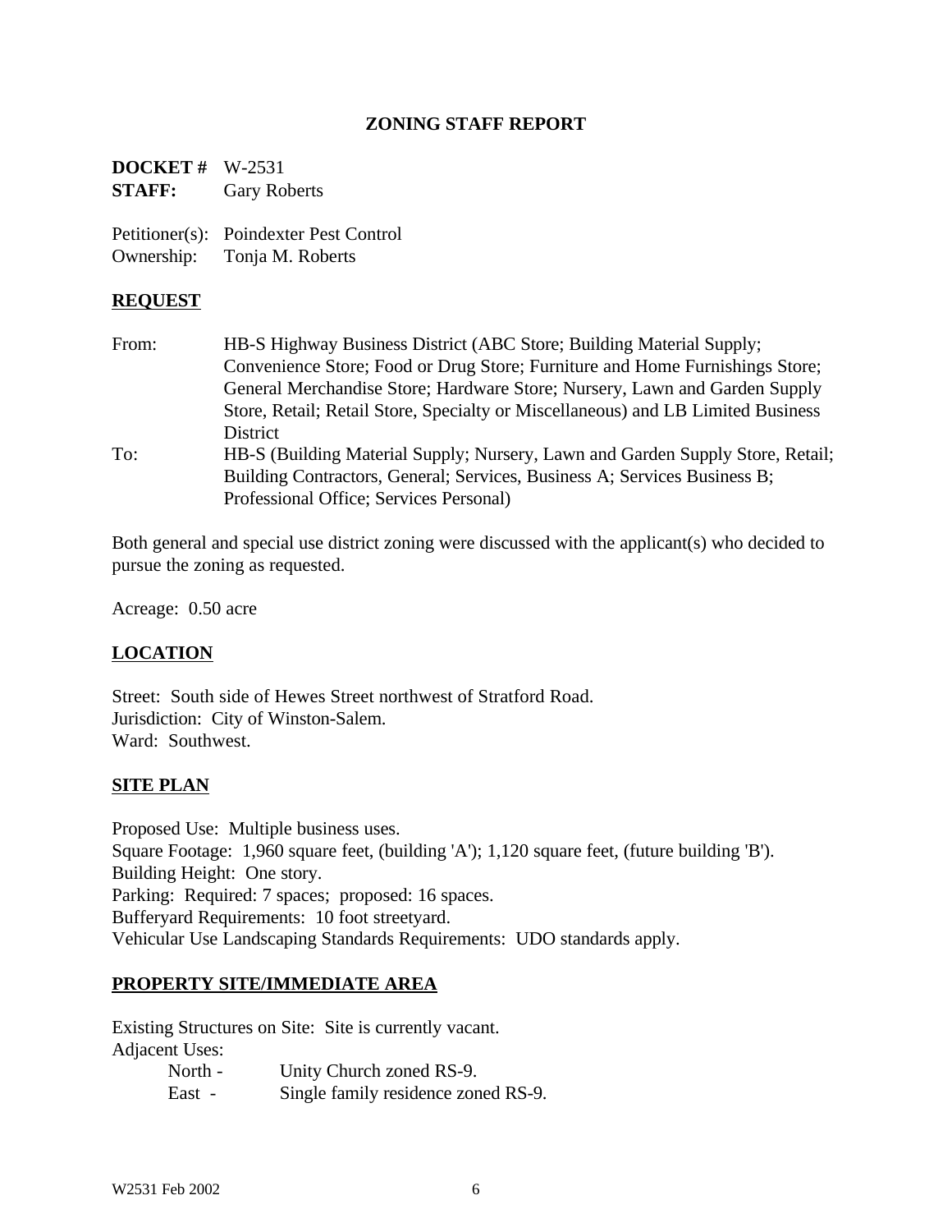## ZONING STAFF REPORT

**DOCKET #** W-2531
**STAFF:** Gary Roberts

Petitioner(s): Poindexter Pest Control
Ownership: Tonja M. Roberts

### REQUEST

From: HB-S Highway Business District (ABC Store; Building Material Supply; Convenience Store; Food or Drug Store; Furniture and Home Furnishings Store; General Merchandise Store; Hardware Store; Nursery, Lawn and Garden Supply Store, Retail; Retail Store, Specialty or Miscellaneous) and LB Limited Business District

To: HB-S (Building Material Supply; Nursery, Lawn and Garden Supply Store, Retail; Building Contractors, General; Services, Business A; Services Business B; Professional Office; Services Personal)

Both general and special use district zoning were discussed with the applicant(s) who decided to pursue the zoning as requested.

Acreage: 0.50 acre

### LOCATION

Street: South side of Hewes Street northwest of Stratford Road.
Jurisdiction: City of Winston-Salem.
Ward: Southwest.

### SITE PLAN

Proposed Use: Multiple business uses.
Square Footage: 1,960 square feet, (building 'A'); 1,120 square feet, (future building 'B').
Building Height: One story.
Parking: Required: 7 spaces; proposed: 16 spaces.
Bufferyard Requirements: 10 foot streetyard.
Vehicular Use Landscaping Standards Requirements: UDO standards apply.

### PROPERTY SITE/IMMEDIATE AREA

Existing Structures on Site: Site is currently vacant.
Adjacent Uses:
- North - Unity Church zoned RS-9.
- East - Single family residence zoned RS-9.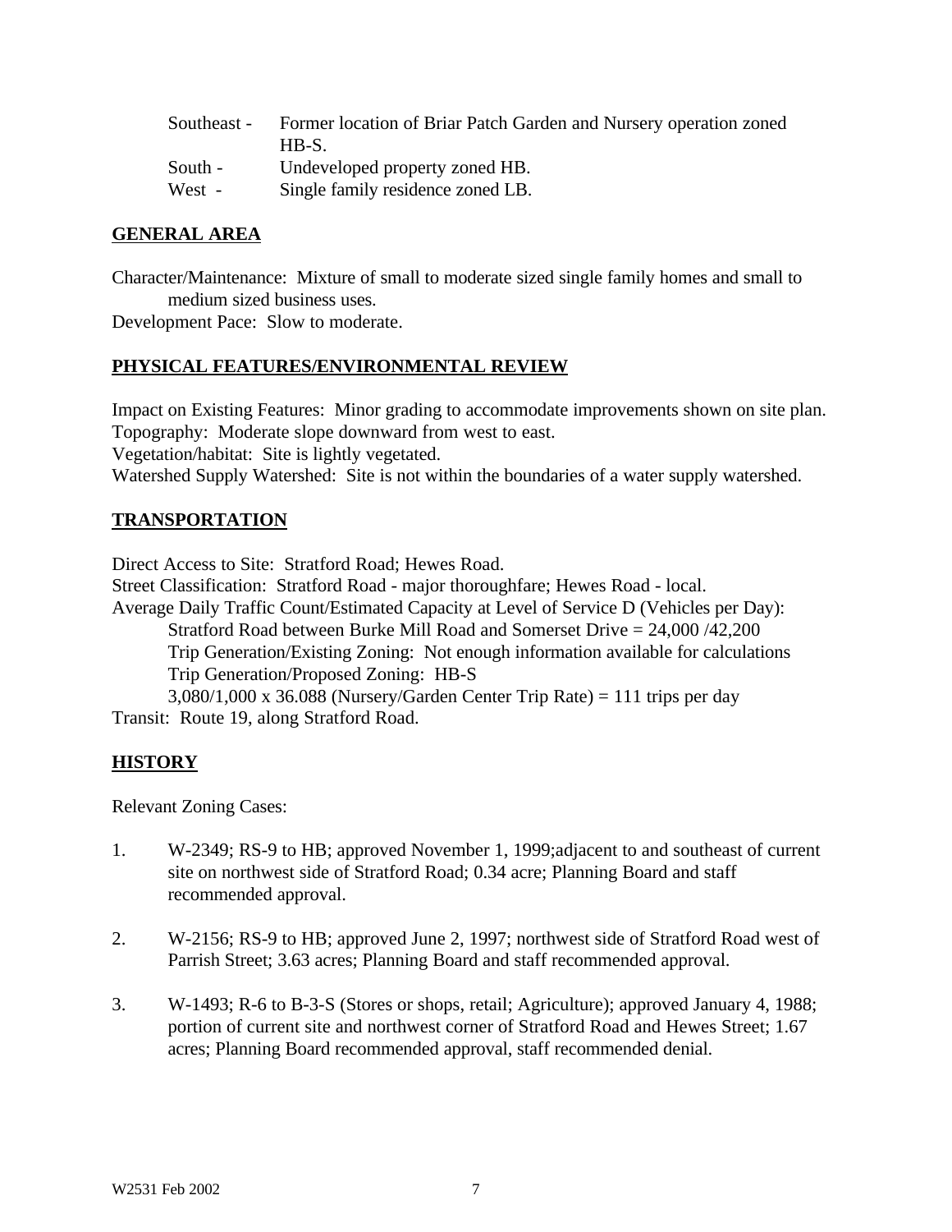Southeast - Former location of Briar Patch Garden and Nursery operation zoned HB-S.
South - Undeveloped property zoned HB.
West - Single family residence zoned LB.

## GENERAL AREA

Character/Maintenance: Mixture of small to moderate sized single family homes and small to medium sized business uses.
Development Pace: Slow to moderate.

## PHYSICAL FEATURES/ENVIRONMENTAL REVIEW

Impact on Existing Features: Minor grading to accommodate improvements shown on site plan.
Topography: Moderate slope downward from west to east.
Vegetation/habitat: Site is lightly vegetated.
Watershed Supply Watershed: Site is not within the boundaries of a water supply watershed.

## TRANSPORTATION

Direct Access to Site: Stratford Road; Hewes Road.
Street Classification: Stratford Road - major thoroughfare; Hewes Road - local.
Average Daily Traffic Count/Estimated Capacity at Level of Service D (Vehicles per Day):
Stratford Road between Burke Mill Road and Somerset Drive = 24,000 /42,200
Trip Generation/Existing Zoning: Not enough information available for calculations
Trip Generation/Proposed Zoning: HB-S
3,080/1,000 x 36.088 (Nursery/Garden Center Trip Rate) = 111 trips per day
Transit: Route 19, along Stratford Road.

## HISTORY

Relevant Zoning Cases:

1. W-2349; RS-9 to HB; approved November 1, 1999;adjacent to and southeast of current site on northwest side of Stratford Road; 0.34 acre; Planning Board and staff recommended approval.

2. W-2156; RS-9 to HB; approved June 2, 1997; northwest side of Stratford Road west of Parrish Street; 3.63 acres; Planning Board and staff recommended approval.

3. W-1493; R-6 to B-3-S (Stores or shops, retail; Agriculture); approved January 4, 1988; portion of current site and northwest corner of Stratford Road and Hewes Street; 1.67 acres; Planning Board recommended approval, staff recommended denial.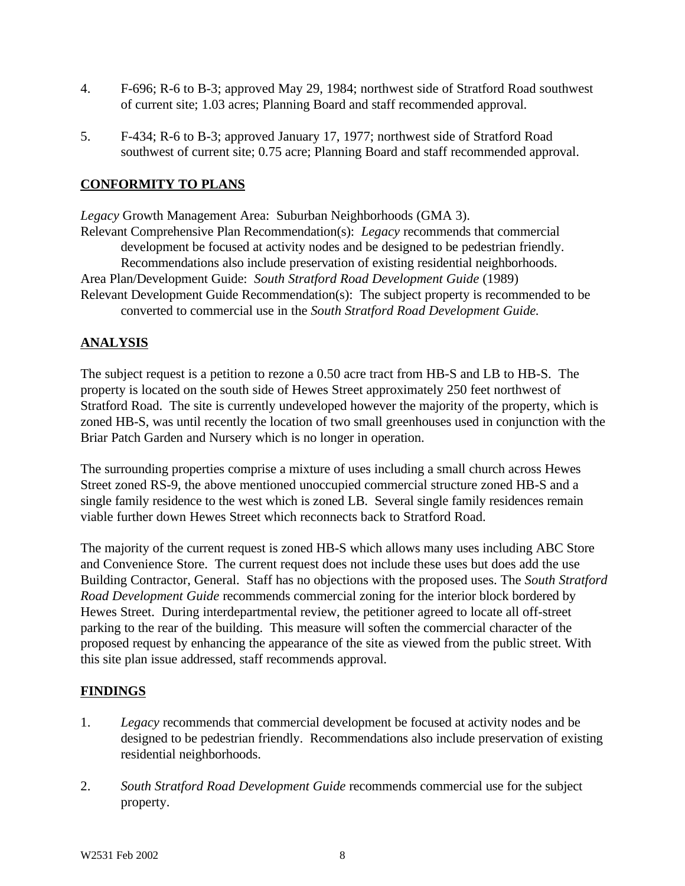4. F-696; R-6 to B-3; approved May 29, 1984; northwest side of Stratford Road southwest of current site; 1.03 acres; Planning Board and staff recommended approval.

5. F-434; R-6 to B-3; approved January 17, 1977; northwest side of Stratford Road southwest of current site; 0.75 acre; Planning Board and staff recommended approval.

## CONFORMITY TO PLANS

*Legacy* Growth Management Area: Suburban Neighborhoods (GMA 3).
Relevant Comprehensive Plan Recommendation(s): *Legacy* recommends that commercial development be focused at activity nodes and be designed to be pedestrian friendly. Recommendations also include preservation of existing residential neighborhoods.
Area Plan/Development Guide: *South Stratford Road Development Guide* (1989)
Relevant Development Guide Recommendation(s): The subject property is recommended to be converted to commercial use in the *South Stratford Road Development Guide.*

## ANALYSIS

The subject request is a petition to rezone a 0.50 acre tract from HB-S and LB to HB-S. The property is located on the south side of Hewes Street approximately 250 feet northwest of Stratford Road. The site is currently undeveloped however the majority of the property, which is zoned HB-S, was until recently the location of two small greenhouses used in conjunction with the Briar Patch Garden and Nursery which is no longer in operation.

The surrounding properties comprise a mixture of uses including a small church across Hewes Street zoned RS-9, the above mentioned unoccupied commercial structure zoned HB-S and a single family residence to the west which is zoned LB. Several single family residences remain viable further down Hewes Street which reconnects back to Stratford Road.

The majority of the current request is zoned HB-S which allows many uses including ABC Store and Convenience Store. The current request does not include these uses but does add the use Building Contractor, General. Staff has no objections with the proposed uses. The *South Stratford Road Development Guide* recommends commercial zoning for the interior block bordered by Hewes Street. During interdepartmental review, the petitioner agreed to locate all off-street parking to the rear of the building. This measure will soften the commercial character of the proposed request by enhancing the appearance of the site as viewed from the public street. With this site plan issue addressed, staff recommends approval.

## FINDINGS

1. *Legacy* recommends that commercial development be focused at activity nodes and be designed to be pedestrian friendly. Recommendations also include preservation of existing residential neighborhoods.

2. *South Stratford Road Development Guide* recommends commercial use for the subject property.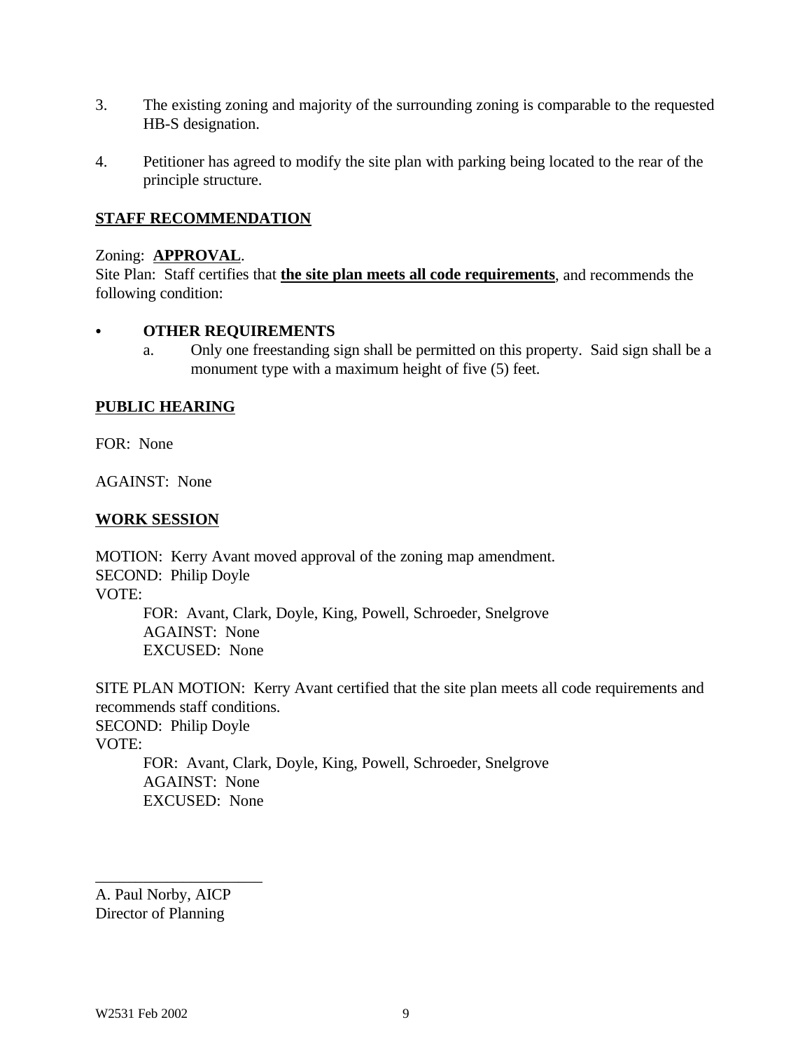3. The existing zoning and majority of the surrounding zoning is comparable to the requested HB-S designation.

4. Petitioner has agreed to modify the site plan with parking being located to the rear of the principle structure.

**STAFF RECOMMENDATION**

Zoning: **APPROVAL**.
Site Plan: Staff certifies that **the site plan meets all code requirements**, and recommends the following condition:

- **OTHER REQUIREMENTS**
  a. Only one freestanding sign shall be permitted on this property. Said sign shall be a monument type with a maximum height of five (5) feet.

**PUBLIC HEARING**

FOR: None

AGAINST: None

**WORK SESSION**

MOTION: Kerry Avant moved approval of the zoning map amendment.
SECOND: Philip Doyle
VOTE:
FOR: Avant, Clark, Doyle, King, Powell, Schroeder, Snelgrove
AGAINST: None
EXCUSED: None

SITE PLAN MOTION: Kerry Avant certified that the site plan meets all code requirements and recommends staff conditions.
SECOND: Philip Doyle
VOTE:
FOR: Avant, Clark, Doyle, King, Powell, Schroeder, Snelgrove
AGAINST: None
EXCUSED: None

\_\_\_\_\_\_\_\_\_\_\_\_\_\_\_\_\_\_\_\_\_

A. Paul Norby, AICP
Director of Planning

W2531 Feb 2002